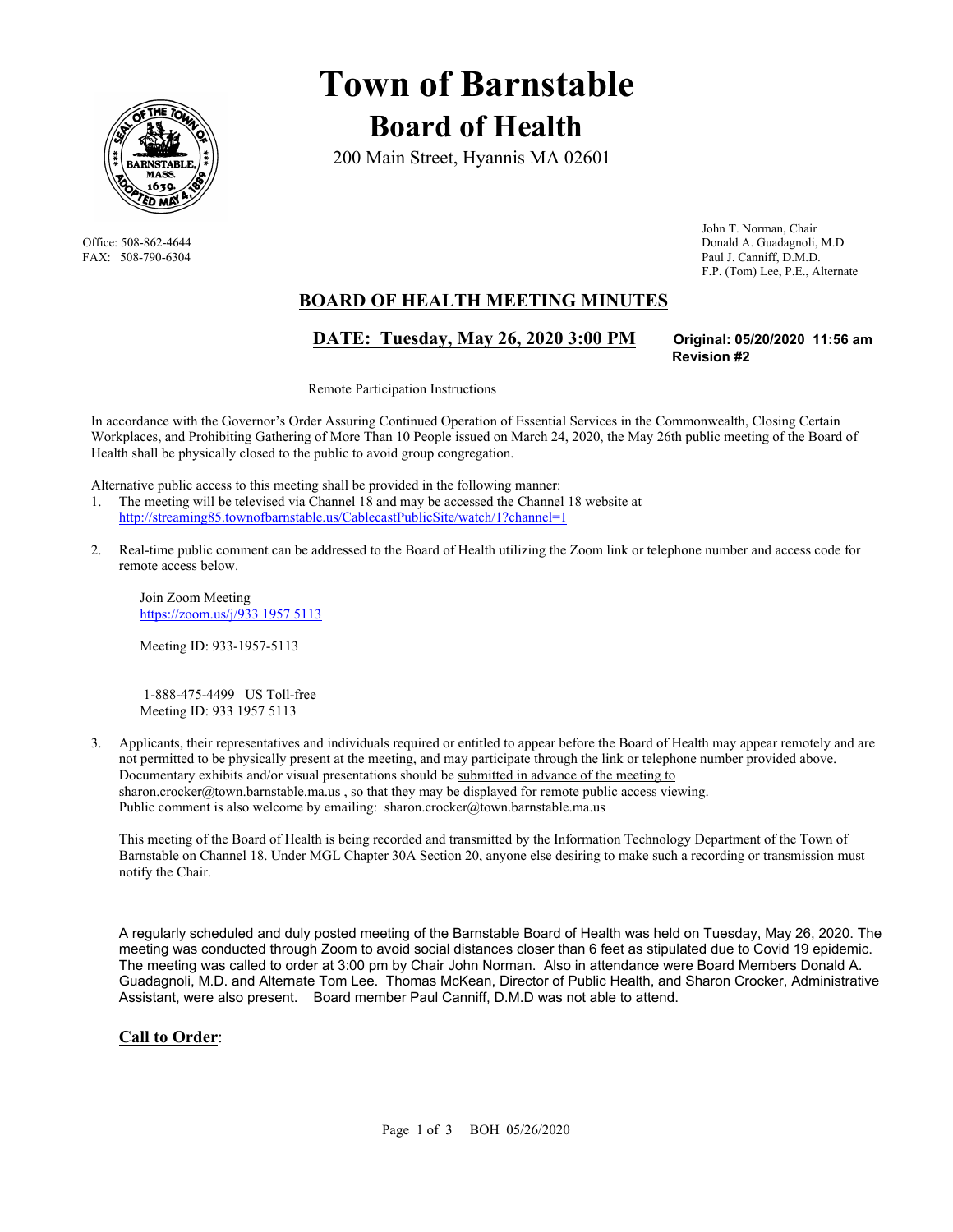# Town of Barnstable

## Board of Health

200 Main Street, Hyannis MA 02601

Office: 508-862-4644
FAX: 508-790-6304

John T. Norman, Chair
Donald A. Guadagnoli, M.D
Paul J. Canniff, D.M.D.
F.P. (Tom) Lee, P.E., Alternate

## BOARD OF HEALTH MEETING MINUTES

**DATE: Tuesday, May 26, 2020 3:00 PM**

**Original: 05/20/2020 11:56 am**
**Revision #2**

Remote Participation Instructions

In accordance with the Governor's Order Assuring Continued Operation of Essential Services in the Commonwealth, Closing Certain Workplaces, and Prohibiting Gathering of More Than 10 People issued on March 24, 2020, the May 26th public meeting of the Board of Health shall be physically closed to the public to avoid group congregation.

Alternative public access to this meeting shall be provided in the following manner:

1. The meeting will be televised via Channel 18 and may be accessed the Channel 18 website at http://streaming85.townofbarnstable.us/CablecastPublicSite/watch/1?channel=1

2. Real-time public comment can be addressed to the Board of Health utilizing the Zoom link or telephone number and access code for remote access below.

   Join Zoom Meeting
   https://zoom.us/j/933 1957 5113

   Meeting ID: 933-1957-5113

   1-888-475-4499 US Toll-free
   Meeting ID: 933 1957 5113

3. Applicants, their representatives and individuals required or entitled to appear before the Board of Health may appear remotely and are not permitted to be physically present at the meeting, and may participate through the link or telephone number provided above. Documentary exhibits and/or visual presentations should be submitted in advance of the meeting to sharon.crocker@town.barnstable.ma.us , so that they may be displayed for remote public access viewing. Public comment is also welcome by emailing: sharon.crocker@town.barnstable.ma.us

   This meeting of the Board of Health is being recorded and transmitted by the Information Technology Department of the Town of Barnstable on Channel 18. Under MGL Chapter 30A Section 20, anyone else desiring to make such a recording or transmission must notify the Chair.

---

A regularly scheduled and duly posted meeting of the Barnstable Board of Health was held on Tuesday, May 26, 2020. The meeting was conducted through Zoom to avoid social distances closer than 6 feet as stipulated due to Covid 19 epidemic. The meeting was called to order at 3:00 pm by Chair John Norman. Also in attendance were Board Members Donald A. Guadagnoli, M.D. and Alternate Tom Lee. Thomas McKean, Director of Public Health, and Sharon Crocker, Administrative Assistant, were also present. Board member Paul Canniff, D.M.D was not able to attend.

### Call to Order: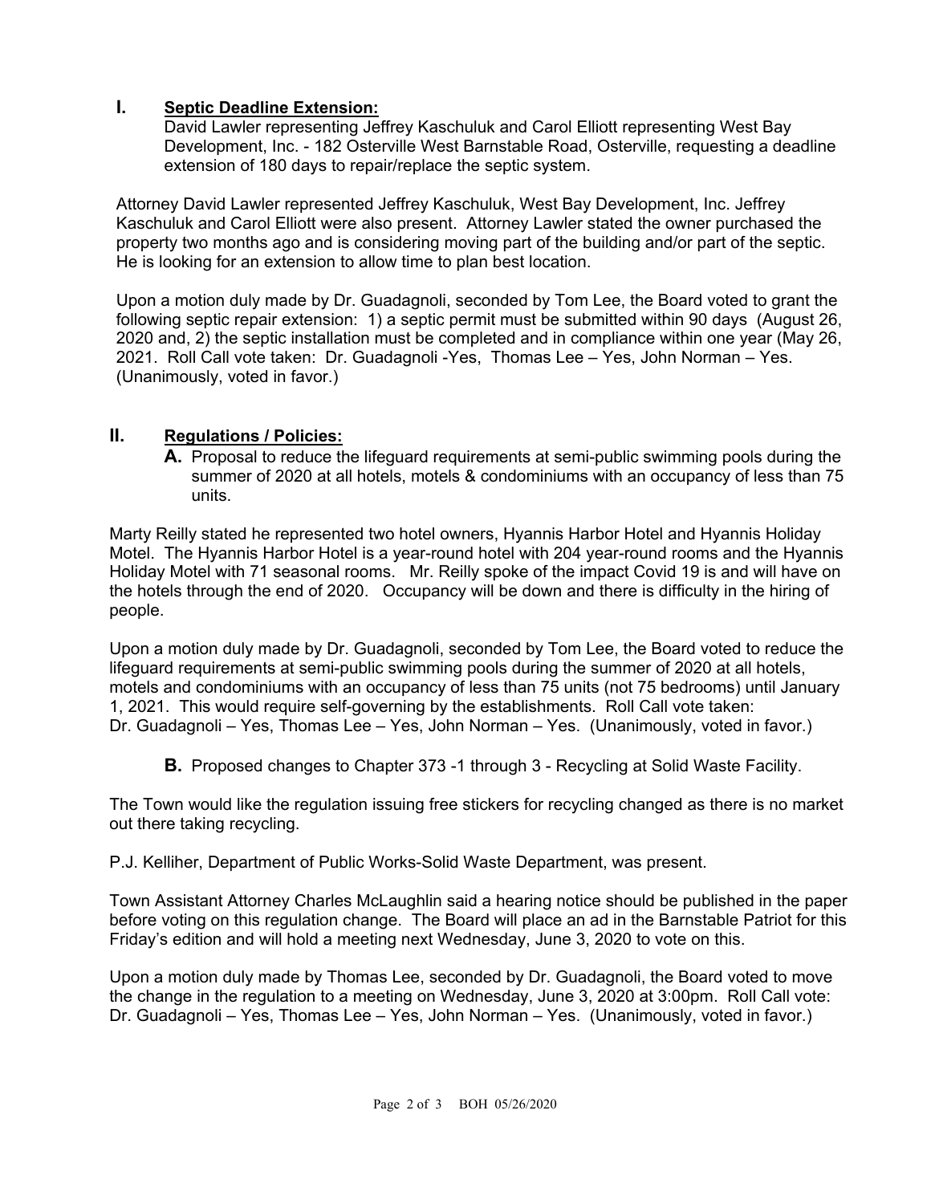## I. Septic Deadline Extension:

David Lawler representing Jeffrey Kaschuluk and Carol Elliott representing West Bay Development, Inc. - 182 Osterville West Barnstable Road, Osterville, requesting a deadline extension of 180 days to repair/replace the septic system.

Attorney David Lawler represented Jeffrey Kaschuluk, West Bay Development, Inc. Jeffrey Kaschuluk and Carol Elliott were also present. Attorney Lawler stated the owner purchased the property two months ago and is considering moving part of the building and/or part of the septic. He is looking for an extension to allow time to plan best location.

Upon a motion duly made by Dr. Guadagnoli, seconded by Tom Lee, the Board voted to grant the following septic repair extension: 1) a septic permit must be submitted within 90 days (August 26, 2020 and, 2) the septic installation must be completed and in compliance within one year (May 26, 2021. Roll Call vote taken: Dr. Guadagnoli -Yes, Thomas Lee – Yes, John Norman – Yes. (Unanimously, voted in favor.)

## II. Regulations / Policies:

**A.** Proposal to reduce the lifeguard requirements at semi-public swimming pools during the summer of 2020 at all hotels, motels & condominiums with an occupancy of less than 75 units.

Marty Reilly stated he represented two hotel owners, Hyannis Harbor Hotel and Hyannis Holiday Motel. The Hyannis Harbor Hotel is a year-round hotel with 204 year-round rooms and the Hyannis Holiday Motel with 71 seasonal rooms. Mr. Reilly spoke of the impact Covid 19 is and will have on the hotels through the end of 2020. Occupancy will be down and there is difficulty in the hiring of people.

Upon a motion duly made by Dr. Guadagnoli, seconded by Tom Lee, the Board voted to reduce the lifeguard requirements at semi-public swimming pools during the summer of 2020 at all hotels, motels and condominiums with an occupancy of less than 75 units (not 75 bedrooms) until January 1, 2021. This would require self-governing by the establishments. Roll Call vote taken: Dr. Guadagnoli – Yes, Thomas Lee – Yes, John Norman – Yes. (Unanimously, voted in favor.)

**B.** Proposed changes to Chapter 373 -1 through 3 - Recycling at Solid Waste Facility.

The Town would like the regulation issuing free stickers for recycling changed as there is no market out there taking recycling.

P.J. Kelliher, Department of Public Works-Solid Waste Department, was present.

Town Assistant Attorney Charles McLaughlin said a hearing notice should be published in the paper before voting on this regulation change. The Board will place an ad in the Barnstable Patriot for this Friday's edition and will hold a meeting next Wednesday, June 3, 2020 to vote on this.

Upon a motion duly made by Thomas Lee, seconded by Dr. Guadagnoli, the Board voted to move the change in the regulation to a meeting on Wednesday, June 3, 2020 at 3:00pm. Roll Call vote: Dr. Guadagnoli – Yes, Thomas Lee – Yes, John Norman – Yes. (Unanimously, voted in favor.)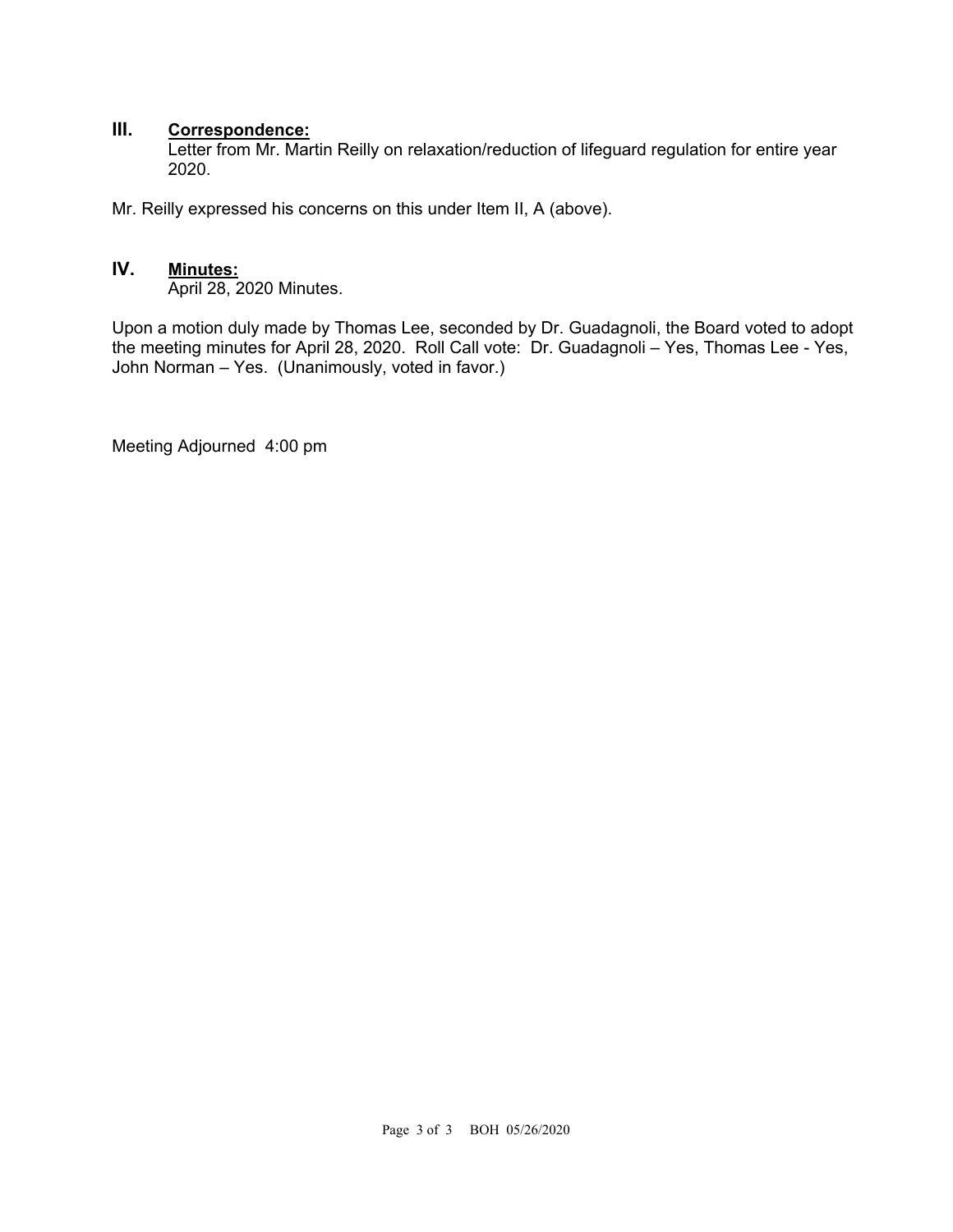## III. **Correspondence:**

Letter from Mr. Martin Reilly on relaxation/reduction of lifeguard regulation for entire year 2020.

Mr. Reilly expressed his concerns on this under Item II, A (above).

## IV. **Minutes:**

April 28, 2020 Minutes.

Upon a motion duly made by Thomas Lee, seconded by Dr. Guadagnoli, the Board voted to adopt the meeting minutes for April 28, 2020. Roll Call vote: Dr. Guadagnoli – Yes, Thomas Lee - Yes, John Norman – Yes. (Unanimously, voted in favor.)

Meeting Adjourned 4:00 pm